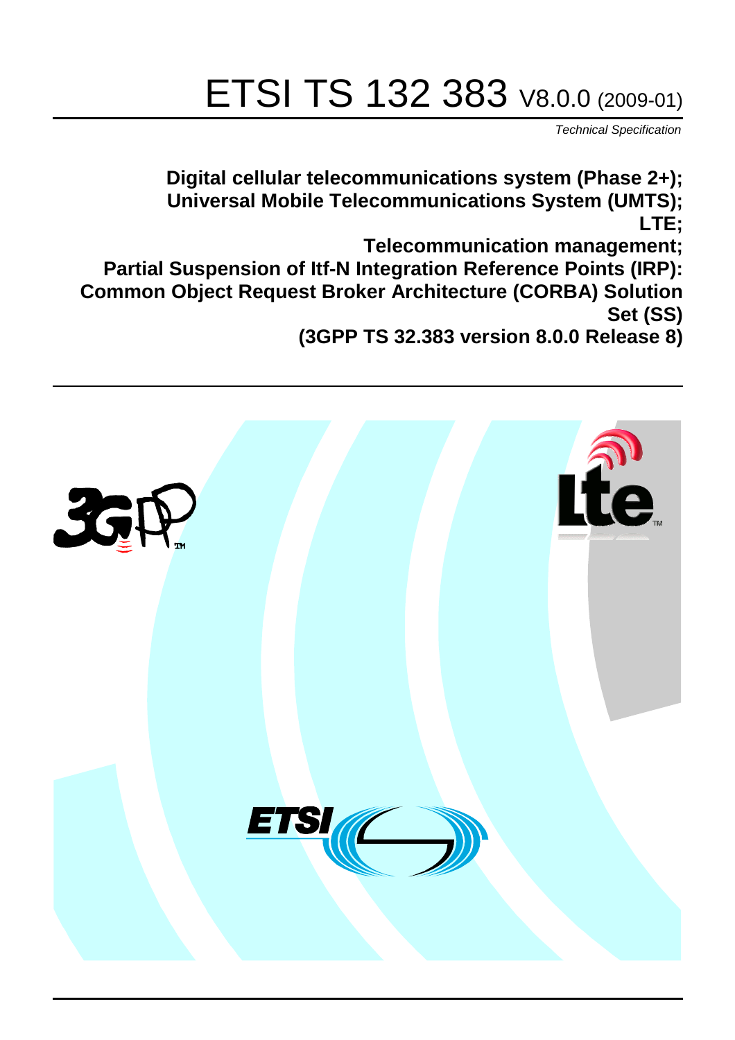# ETSI TS 132 383 V8.0.0 (2009-01)

*Technical Specification*

**Digital cellular telecommunications system (Phase 2+);**
**Universal Mobile Telecommunications System (UMTS);**
**LTE;**
**Telecommunication management;**
**Partial Suspension of Itf-N Integration Reference Points (IRP): Common Object Request Broker Architecture (CORBA) Solution Set (SS)**
**(3GPP TS 32.383 version 8.0.0 Release 8)**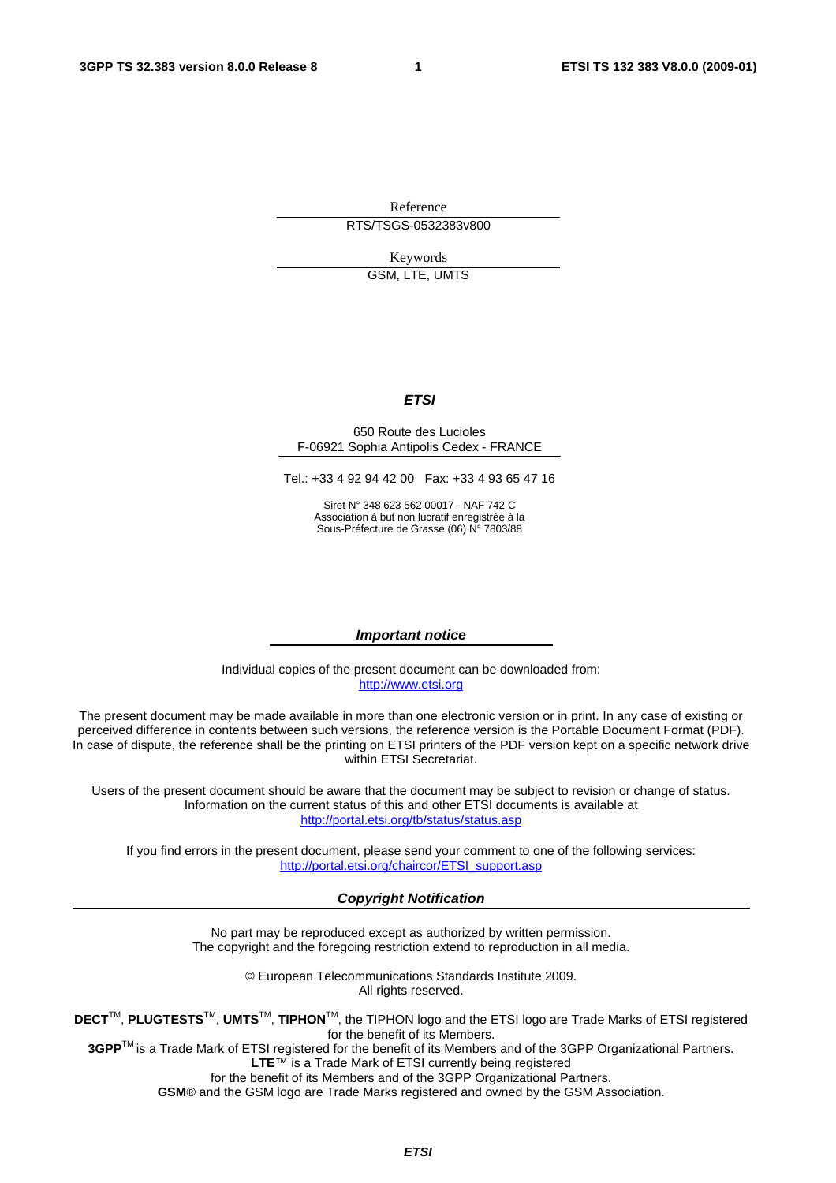Reference

RTS/TSGS-0532383v800

Keywords

GSM, LTE, UMTS

***ETSI***

650 Route des Lucioles
F-06921 Sophia Antipolis Cedex - FRANCE

Tel.: +33 4 92 94 42 00 Fax: +33 4 93 65 47 16

Siret N° 348 623 562 00017 - NAF 742 C
Association à but non lucratif enregistrée à la
Sous-Préfecture de Grasse (06) N° 7803/88

***Important notice***

Individual copies of the present document can be downloaded from:
http://www.etsi.org

The present document may be made available in more than one electronic version or in print. In any case of existing or perceived difference in contents between such versions, the reference version is the Portable Document Format (PDF). In case of dispute, the reference shall be the printing on ETSI printers of the PDF version kept on a specific network drive within ETSI Secretariat.

Users of the present document should be aware that the document may be subject to revision or change of status. Information on the current status of this and other ETSI documents is available at
http://portal.etsi.org/tb/status/status.asp

If you find errors in the present document, please send your comment to one of the following services:
http://portal.etsi.org/chaircor/ETSI_support.asp

***Copyright Notification***

No part may be reproduced except as authorized by written permission.
The copyright and the foregoing restriction extend to reproduction in all media.

© European Telecommunications Standards Institute 2009.
All rights reserved.

**DECT**™, **PLUGTESTS**™, **UMTS**™, **TIPHON**™, the TIPHON logo and the ETSI logo are Trade Marks of ETSI registered for the benefit of its Members.
**3GPP**™ is a Trade Mark of ETSI registered for the benefit of its Members and of the 3GPP Organizational Partners.
**LTE**™ is a Trade Mark of ETSI currently being registered
for the benefit of its Members and of the 3GPP Organizational Partners.
**GSM**® and the GSM logo are Trade Marks registered and owned by the GSM Association.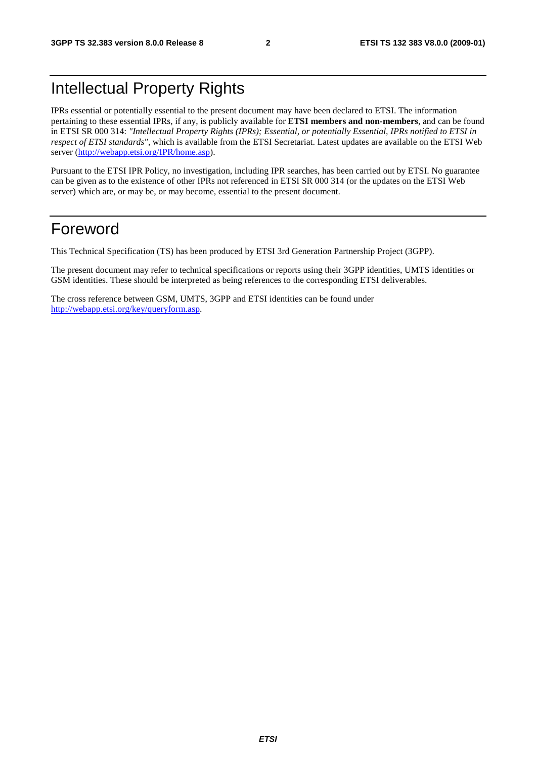# Intellectual Property Rights

IPRs essential or potentially essential to the present document may have been declared to ETSI. The information pertaining to these essential IPRs, if any, is publicly available for **ETSI members and non-members**, and can be found in ETSI SR 000 314: *"Intellectual Property Rights (IPRs); Essential, or potentially Essential, IPRs notified to ETSI in respect of ETSI standards"*, which is available from the ETSI Secretariat. Latest updates are available on the ETSI Web server (http://webapp.etsi.org/IPR/home.asp).

Pursuant to the ETSI IPR Policy, no investigation, including IPR searches, has been carried out by ETSI. No guarantee can be given as to the existence of other IPRs not referenced in ETSI SR 000 314 (or the updates on the ETSI Web server) which are, or may be, or may become, essential to the present document.

# Foreword

This Technical Specification (TS) has been produced by ETSI 3rd Generation Partnership Project (3GPP).

The present document may refer to technical specifications or reports using their 3GPP identities, UMTS identities or GSM identities. These should be interpreted as being references to the corresponding ETSI deliverables.

The cross reference between GSM, UMTS, 3GPP and ETSI identities can be found under http://webapp.etsi.org/key/queryform.asp.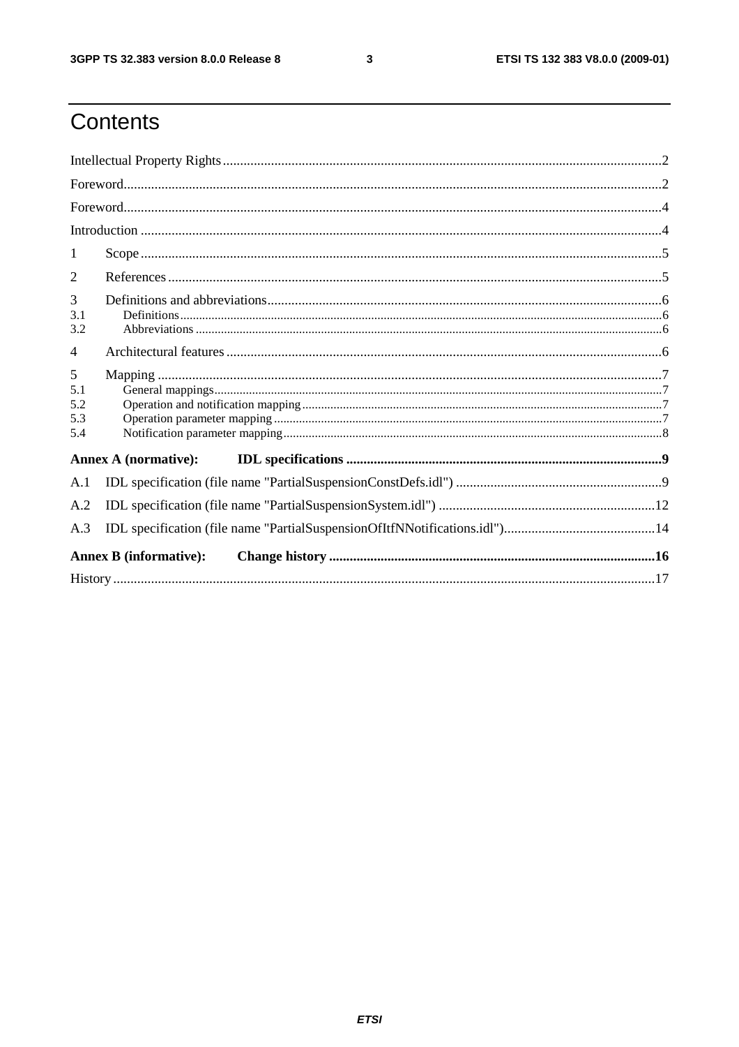# Contents

Intellectual Property Rights ..............................................................................................................................2

Foreword...........................................................................................................................................................2

Foreword...........................................................................................................................................................4

Introduction ......................................................................................................................................................4

1 Scope ......................................................................................................................................................5

2 References ...............................................................................................................................................5

3 Definitions and abbreviations..................................................................................................................6

3.1 Definitions.........................................................................................................................................................6

3.2 Abbreviations ....................................................................................................................................................6

4 Architectural features .............................................................................................................................6

5 Mapping ..................................................................................................................................................7

5.1 General mappings..............................................................................................................................................7

5.2 Operation and notification mapping..................................................................................................................7

5.3 Operation parameter mapping ...........................................................................................................................7

5.4 Notification parameter mapping........................................................................................................................8

**Annex A (normative): IDL specifications ...........................................................................................9**

A.1 IDL specification (file name "PartialSuspensionConstDefs.idl") ............................................................9

A.2 IDL specification (file name "PartialSuspensionSystem.idl") ...............................................................12

A.3 IDL specification (file name "PartialSuspensionOfItfNNotifications.idl")............................................14

**Annex B (informative): Change history .............................................................................................16**

History ............................................................................................................................................................17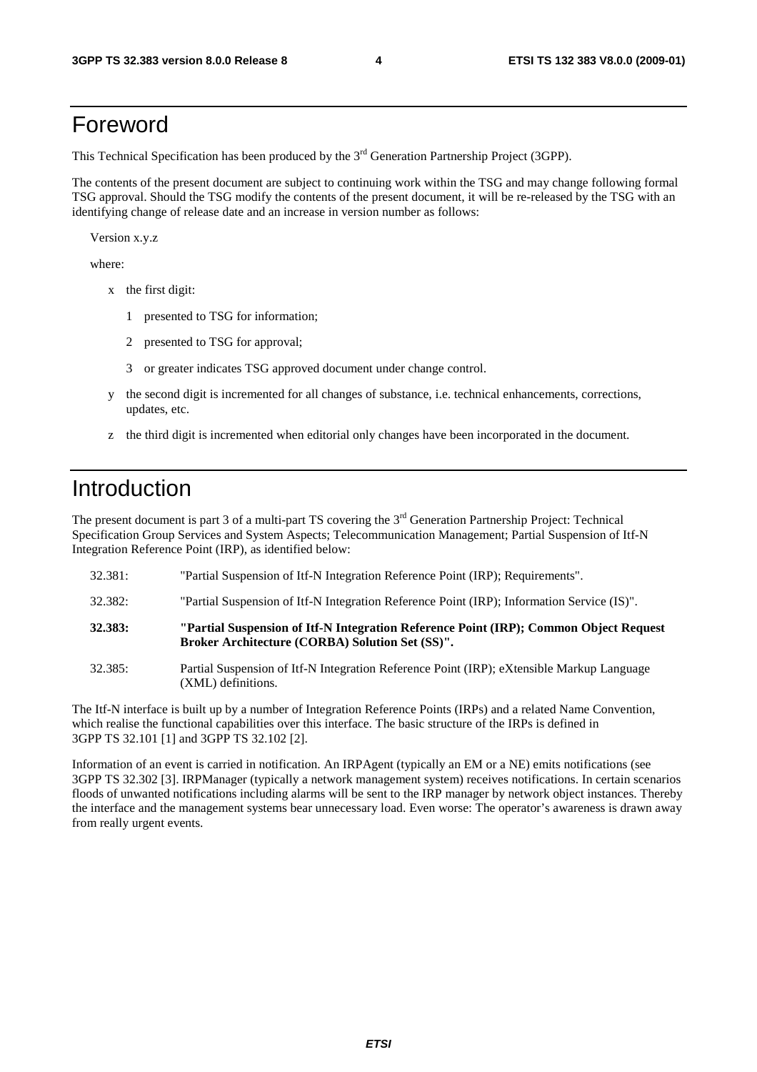# Foreword

This Technical Specification has been produced by the 3rd Generation Partnership Project (3GPP).

The contents of the present document are subject to continuing work within the TSG and may change following formal TSG approval. Should the TSG modify the contents of the present document, it will be re-released by the TSG with an identifying change of release date and an increase in version number as follows:

Version x.y.z

where:

- x the first digit:
  - 1 presented to TSG for information;
  - 2 presented to TSG for approval;
  - 3 or greater indicates TSG approved document under change control.
- y the second digit is incremented for all changes of substance, i.e. technical enhancements, corrections, updates, etc.
- z the third digit is incremented when editorial only changes have been incorporated in the document.

# Introduction

The present document is part 3 of a multi-part TS covering the 3rd Generation Partnership Project: Technical Specification Group Services and System Aspects; Telecommunication Management; Partial Suspension of Itf-N Integration Reference Point (IRP), as identified below:

32.381: "Partial Suspension of Itf-N Integration Reference Point (IRP); Requirements".

32.382: "Partial Suspension of Itf-N Integration Reference Point (IRP); Information Service (IS)".

**32.383: "Partial Suspension of Itf-N Integration Reference Point (IRP); Common Object Request Broker Architecture (CORBA) Solution Set (SS)".**

32.385: Partial Suspension of Itf-N Integration Reference Point (IRP); eXtensible Markup Language (XML) definitions.

The Itf-N interface is built up by a number of Integration Reference Points (IRPs) and a related Name Convention, which realise the functional capabilities over this interface. The basic structure of the IRPs is defined in 3GPP TS 32.101 [1] and 3GPP TS 32.102 [2].

Information of an event is carried in notification. An IRPAgent (typically an EM or a NE) emits notifications (see 3GPP TS 32.302 [3]. IRPManager (typically a network management system) receives notifications. In certain scenarios floods of unwanted notifications including alarms will be sent to the IRP manager by network object instances. Thereby the interface and the management systems bear unnecessary load. Even worse: The operator's awareness is drawn away from really urgent events.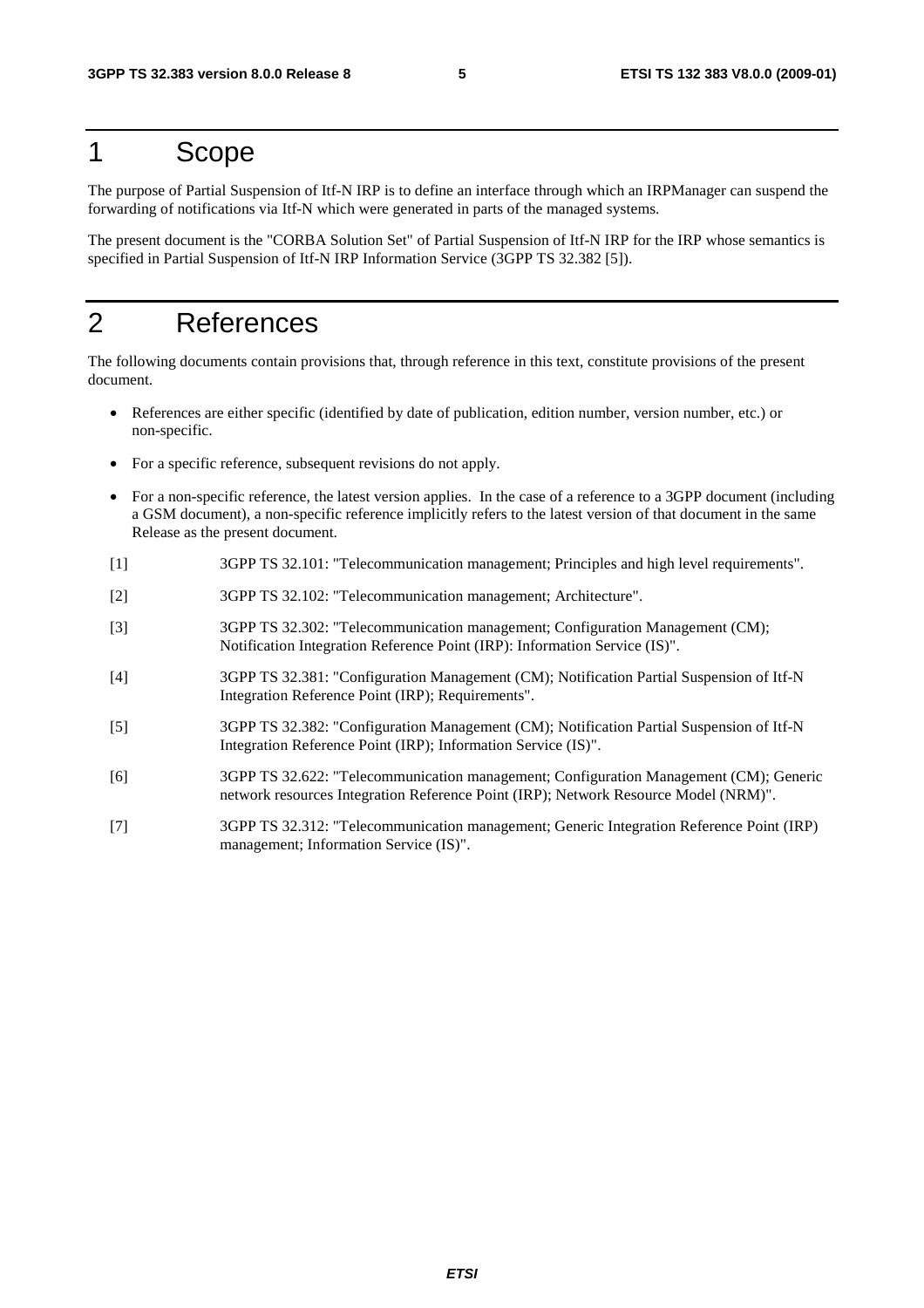# 1 Scope

The purpose of Partial Suspension of Itf-N IRP is to define an interface through which an IRPManager can suspend the forwarding of notifications via Itf-N which were generated in parts of the managed systems.

The present document is the "CORBA Solution Set" of Partial Suspension of Itf-N IRP for the IRP whose semantics is specified in Partial Suspension of Itf-N IRP Information Service (3GPP TS 32.382 [5]).

# 2 References

The following documents contain provisions that, through reference in this text, constitute provisions of the present document.

- References are either specific (identified by date of publication, edition number, version number, etc.) or non-specific.
- For a specific reference, subsequent revisions do not apply.
- For a non-specific reference, the latest version applies. In the case of a reference to a 3GPP document (including a GSM document), a non-specific reference implicitly refers to the latest version of that document in the same Release as the present document.

[1] 3GPP TS 32.101: "Telecommunication management; Principles and high level requirements".

[2] 3GPP TS 32.102: "Telecommunication management; Architecture".

[3] 3GPP TS 32.302: "Telecommunication management; Configuration Management (CM); Notification Integration Reference Point (IRP): Information Service (IS)".

[4] 3GPP TS 32.381: "Configuration Management (CM); Notification Partial Suspension of Itf-N Integration Reference Point (IRP); Requirements".

[5] 3GPP TS 32.382: "Configuration Management (CM); Notification Partial Suspension of Itf-N Integration Reference Point (IRP); Information Service (IS)".

[6] 3GPP TS 32.622: "Telecommunication management; Configuration Management (CM); Generic network resources Integration Reference Point (IRP); Network Resource Model (NRM)".

[7] 3GPP TS 32.312: "Telecommunication management; Generic Integration Reference Point (IRP) management; Information Service (IS)".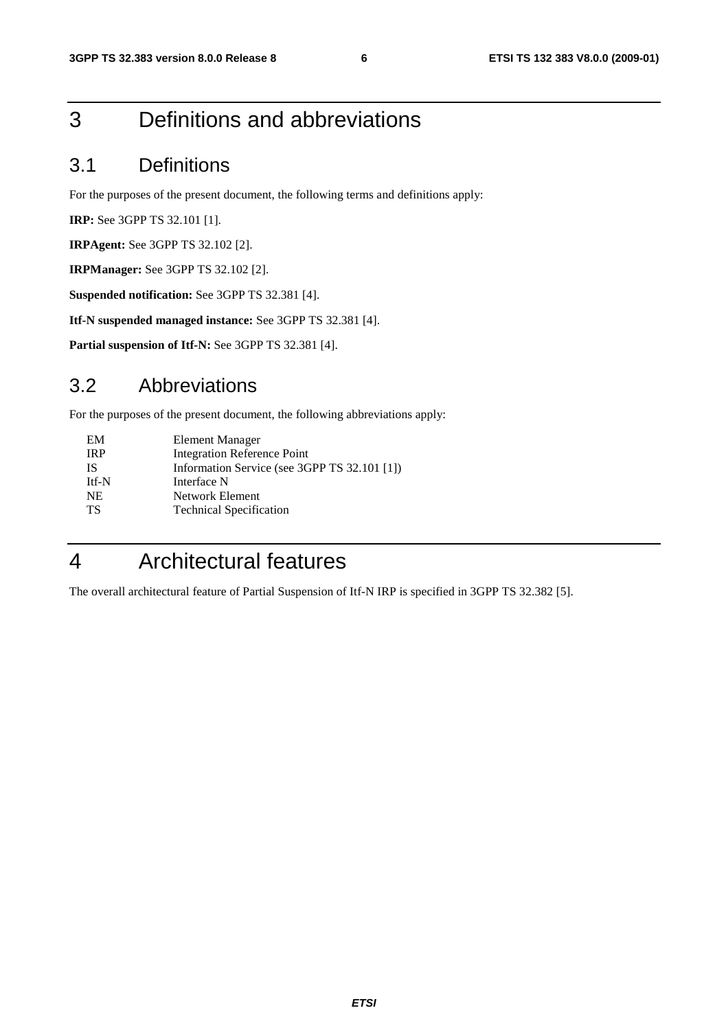# 3 Definitions and abbreviations

## 3.1 Definitions

For the purposes of the present document, the following terms and definitions apply:

**IRP:** See 3GPP TS 32.101 [1].

**IRPAgent:** See 3GPP TS 32.102 [2].

**IRPManager:** See 3GPP TS 32.102 [2].

**Suspended notification:** See 3GPP TS 32.381 [4].

**Itf-N suspended managed instance:** See 3GPP TS 32.381 [4].

**Partial suspension of Itf-N:** See 3GPP TS 32.381 [4].

## 3.2 Abbreviations

For the purposes of the present document, the following abbreviations apply:

| | |
|---|---|
| EM | Element Manager |
| IRP | Integration Reference Point |
| IS | Information Service (see 3GPP TS 32.101 [1]) |
| Itf-N | Interface N |
| NE | Network Element |
| TS | Technical Specification |

# 4 Architectural features

The overall architectural feature of Partial Suspension of Itf-N IRP is specified in 3GPP TS 32.382 [5].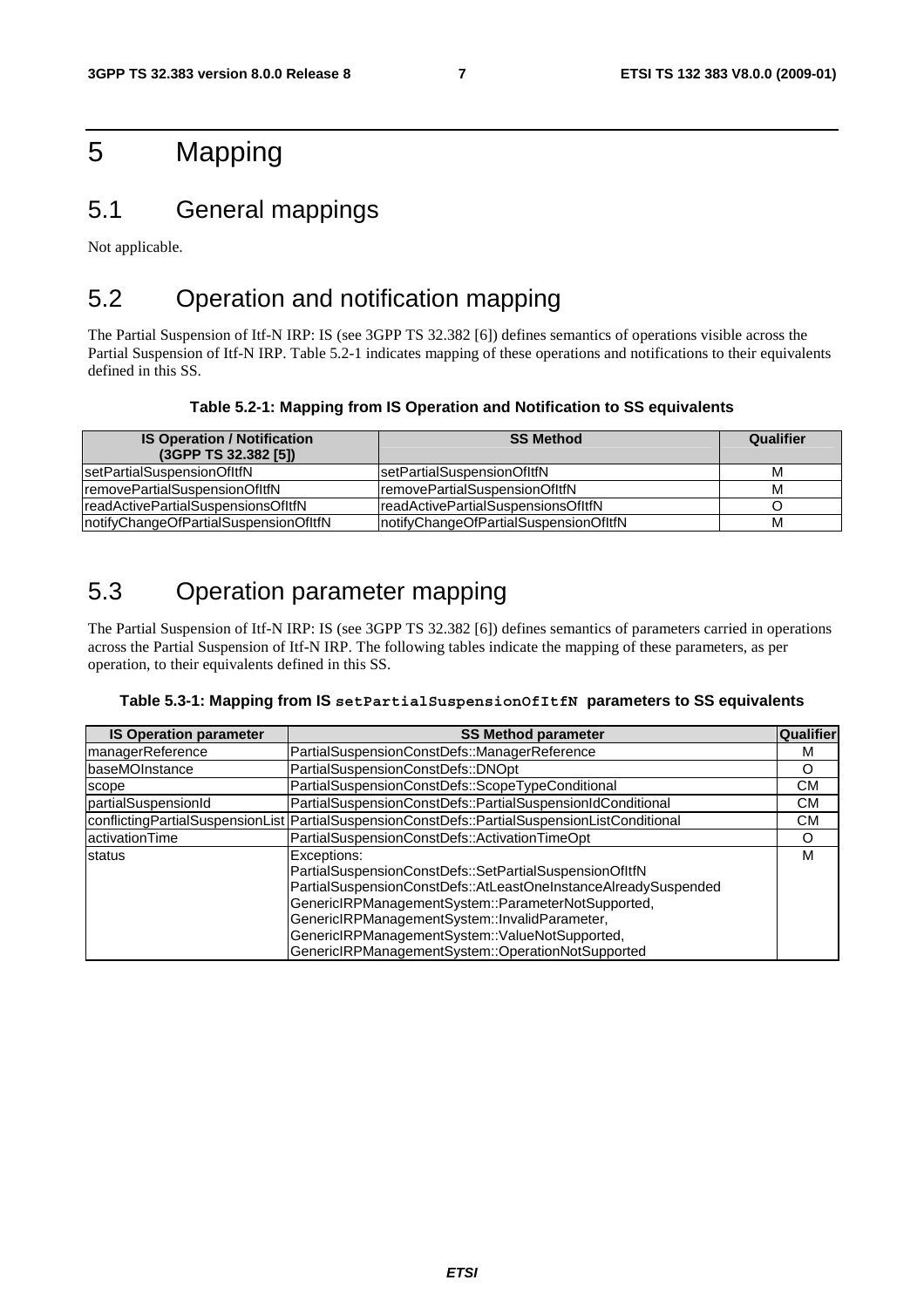# 5 Mapping

## 5.1 General mappings

Not applicable.

## 5.2 Operation and notification mapping

The Partial Suspension of Itf-N IRP: IS (see 3GPP TS 32.382 [6]) defines semantics of operations visible across the Partial Suspension of Itf-N IRP. Table 5.2-1 indicates mapping of these operations and notifications to their equivalents defined in this SS.

**Table 5.2-1: Mapping from IS Operation and Notification to SS equivalents**

| IS Operation / Notification (3GPP TS 32.382 [5]) | SS Method | Qualifier |
|---|---|---|
| setPartialSuspensionOfItfN | setPartialSuspensionOfItfN | M |
| removePartialSuspensionOfItfN | removePartialSuspensionOfItfN | M |
| readActivePartialSuspensionsOfItfN | readActivePartialSuspensionsOfItfN | O |
| notifyChangeOfPartialSuspensionOfItfN | notifyChangeOfPartialSuspensionOfItfN | M |

## 5.3 Operation parameter mapping

The Partial Suspension of Itf-N IRP: IS (see 3GPP TS 32.382 [6]) defines semantics of parameters carried in operations across the Partial Suspension of Itf-N IRP. The following tables indicate the mapping of these parameters, as per operation, to their equivalents defined in this SS.

**Table 5.3-1: Mapping from IS `setPartialSuspensionOfItfN` parameters to SS equivalents**

| IS Operation parameter | SS Method parameter | Qualifier |
|---|---|---|
| managerReference | PartialSuspensionConstDefs::ManagerReference | M |
| baseMOInstance | PartialSuspensionConstDefs::DNOpt | O |
| scope | PartialSuspensionConstDefs::ScopeTypeConditional | CM |
| partialSuspensionId | PartialSuspensionConstDefs::PartialSuspensionIdConditional | CM |
| conflictingPartialSuspensionList | PartialSuspensionConstDefs::PartialSuspensionListConditional | CM |
| activationTime | PartialSuspensionConstDefs::ActivationTimeOpt | O |
| status | Exceptions:<br>PartialSuspensionConstDefs::SetPartialSuspensionOfItfN<br>PartialSuspensionConstDefs::AtLeastOneInstanceAlreadySuspended<br>GenericIRPManagementSystem::ParameterNotSupported,<br>GenericIRPManagementSystem::InvalidParameter,<br>GenericIRPManagementSystem::ValueNotSupported,<br>GenericIRPManagementSystem::OperationNotSupported | M |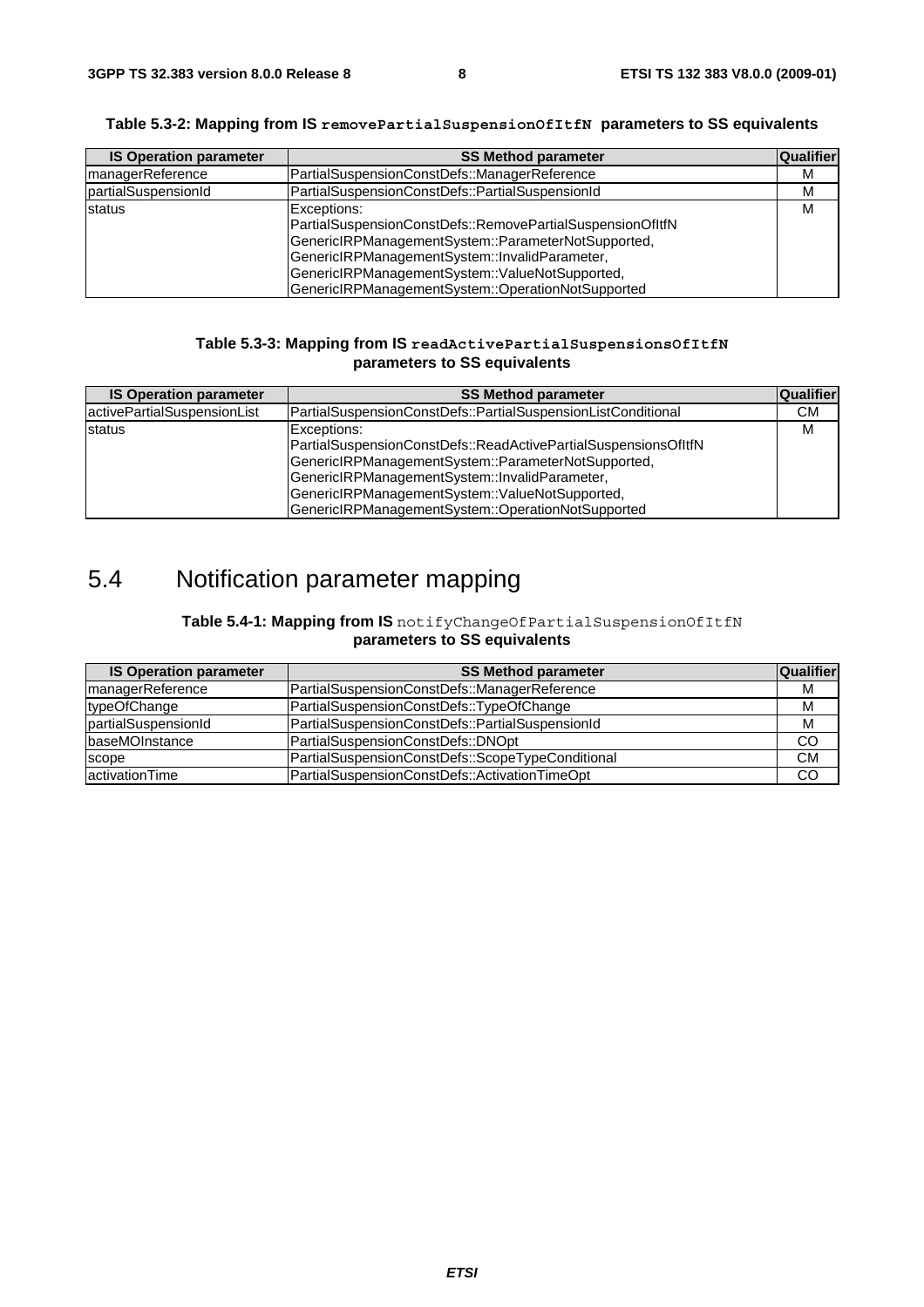**Table 5.3-2: Mapping from IS `removePartialSuspensionOfItfN` parameters to SS equivalents**

| IS Operation parameter | SS Method parameter | Qualifier |
| --- | --- | --- |
| managerReference | PartialSuspensionConstDefs::ManagerReference | M |
| partialSuspensionId | PartialSuspensionConstDefs::PartialSuspensionId | M |
| status | Exceptions:<br>PartialSuspensionConstDefs::RemovePartialSuspensionOfItfN<br>GenericIRPManagementSystem::ParameterNotSupported,<br>GenericIRPManagementSystem::InvalidParameter,<br>GenericIRPManagementSystem::ValueNotSupported,<br>GenericIRPManagementSystem::OperationNotSupported | M |

**Table 5.3-3: Mapping from IS `readActivePartialSuspensionsOfItfN` parameters to SS equivalents**

| IS Operation parameter | SS Method parameter | Qualifier |
| --- | --- | --- |
| activePartialSuspensionList | PartialSuspensionConstDefs::PartialSuspensionListConditional | CM |
| status | Exceptions:<br>PartialSuspensionConstDefs::ReadActivePartialSuspensionsOfItfN<br>GenericIRPManagementSystem::ParameterNotSupported,<br>GenericIRPManagementSystem::InvalidParameter,<br>GenericIRPManagementSystem::ValueNotSupported,<br>GenericIRPManagementSystem::OperationNotSupported | M |

# 5.4 Notification parameter mapping

**Table 5.4-1: Mapping from IS `notifyChangeOfPartialSuspensionOfItfN` parameters to SS equivalents**

| IS Operation parameter | SS Method parameter | Qualifier |
| --- | --- | --- |
| managerReference | PartialSuspensionConstDefs::ManagerReference | M |
| typeOfChange | PartialSuspensionConstDefs::TypeOfChange | M |
| partialSuspensionId | PartialSuspensionConstDefs::PartialSuspensionId | M |
| baseMOInstance | PartialSuspensionConstDefs::DNOpt | CO |
| scope | PartialSuspensionConstDefs::ScopeTypeConditional | CM |
| activationTime | PartialSuspensionConstDefs::ActivationTimeOpt | CO |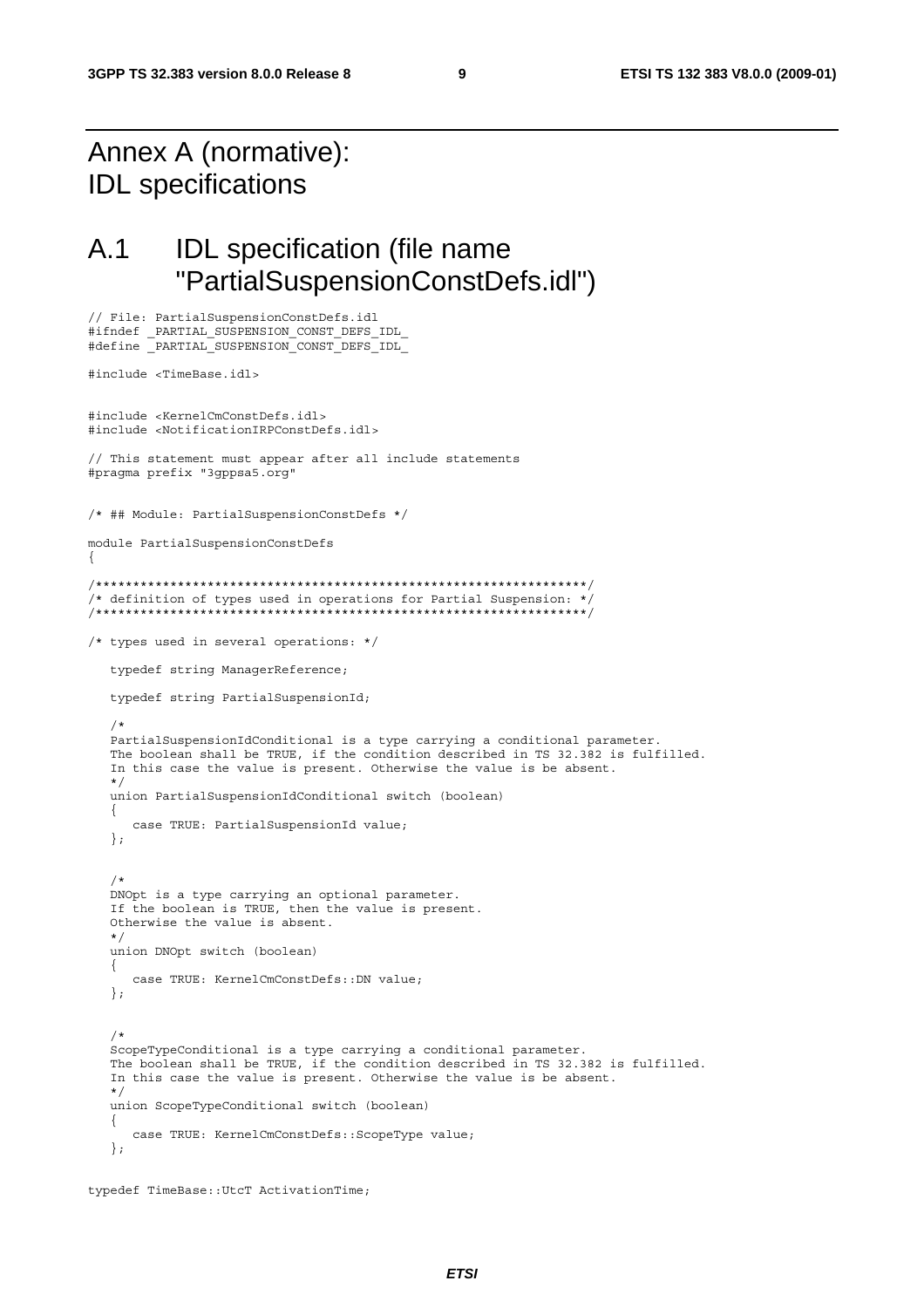# Annex A (normative): IDL specifications

# A.1 IDL specification (file name "PartialSuspensionConstDefs.idl")

```
// File: PartialSuspensionConstDefs.idl
#ifndef _PARTIAL_SUSPENSION_CONST_DEFS_IDL_
#define _PARTIAL_SUSPENSION_CONST_DEFS_IDL_

#include <TimeBase.idl>


#include <KernelCmConstDefs.idl>
#include <NotificationIRPConstDefs.idl>

// This statement must appear after all include statements
#pragma prefix "3gppsa5.org"


/* ## Module: PartialSuspensionConstDefs */

module PartialSuspensionConstDefs
{

/*****************************************************************/
/* definition of types used in operations for Partial Suspension: */
/*****************************************************************/

/* types used in several operations: */

   typedef string ManagerReference;

   typedef string PartialSuspensionId;

   /*
   PartialSuspensionIdConditional is a type carrying a conditional parameter.
   The boolean shall be TRUE, if the condition described in TS 32.382 is fulfilled.
   In this case the value is present. Otherwise the value is be absent.
   */
   union PartialSuspensionIdConditional switch (boolean)
   {
      case TRUE: PartialSuspensionId value;
   };


   /*
   DNOpt is a type carrying an optional parameter.
   If the boolean is TRUE, then the value is present.
   Otherwise the value is absent.
   */
   union DNOpt switch (boolean)
   {
      case TRUE: KernelCmConstDefs::DN value;
   };


   /*
   ScopeTypeConditional is a type carrying a conditional parameter.
   The boolean shall be TRUE, if the condition described in TS 32.382 is fulfilled.
   In this case the value is present. Otherwise the value is be absent.
   */
   union ScopeTypeConditional switch (boolean)
   {
      case TRUE: KernelCmConstDefs::ScopeType value;
   };


typedef TimeBase::UtcT ActivationTime;
```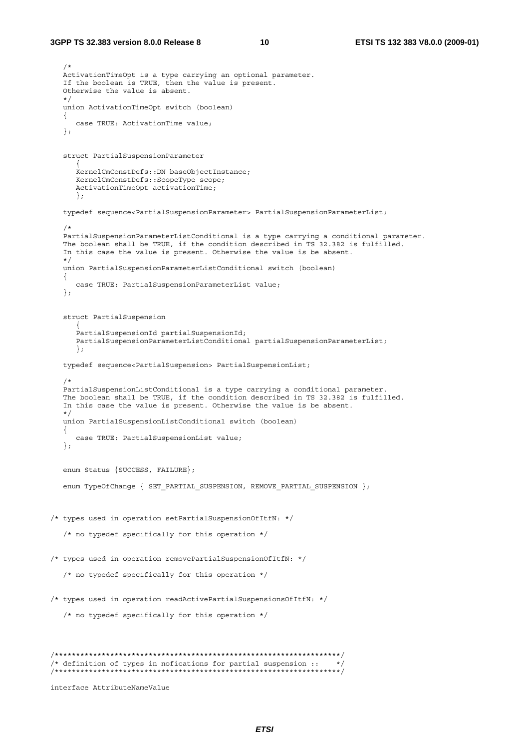```
   /*
   ActivationTimeOpt is a type carrying an optional parameter.
   If the boolean is TRUE, then the value is present.
   Otherwise the value is absent.
   */
   union ActivationTimeOpt switch (boolean)
   {
      case TRUE: ActivationTime value;
   };


   struct PartialSuspensionParameter
      {
      KernelCmConstDefs::DN baseObjectInstance;
      KernelCmConstDefs::ScopeType scope;
      ActivationTimeOpt activationTime;
      };

   typedef sequence<PartialSuspensionParameter> PartialSuspensionParameterList;

   /*
   PartialSuspensionParameterListConditional is a type carrying a conditional parameter.
   The boolean shall be TRUE, if the condition described in TS 32.382 is fulfilled.
   In this case the value is present. Otherwise the value is be absent.
   */
   union PartialSuspensionParameterListConditional switch (boolean)
   {
      case TRUE: PartialSuspensionParameterList value;
   };


   struct PartialSuspension
      {
      PartialSuspensionId partialSuspensionId;
      PartialSuspensionParameterListConditional partialSuspensionParameterList;
      };

   typedef sequence<PartialSuspension> PartialSuspensionList;

   /*
   PartialSuspensionListConditional is a type carrying a conditional parameter.
   The boolean shall be TRUE, if the condition described in TS 32.382 is fulfilled.
   In this case the value is present. Otherwise the value is be absent.
   */
   union PartialSuspensionListConditional switch (boolean)
   {
      case TRUE: PartialSuspensionList value;
   };


   enum Status {SUCCESS, FAILURE};

   enum TypeOfChange { SET_PARTIAL_SUSPENSION, REMOVE_PARTIAL_SUSPENSION };



/* types used in operation setPartialSuspensionOfItfN: */

   /* no typedef specifically for this operation */


/* types used in operation removePartialSuspensionOfItfN: */

   /* no typedef specifically for this operation */


/* types used in operation readActivePartialSuspensionsOfItfN: */

   /* no typedef specifically for this operation */



/*******************************************************************/
/* definition of types in nofications for partial suspension ::    */
/*******************************************************************/

interface AttributeNameValue
```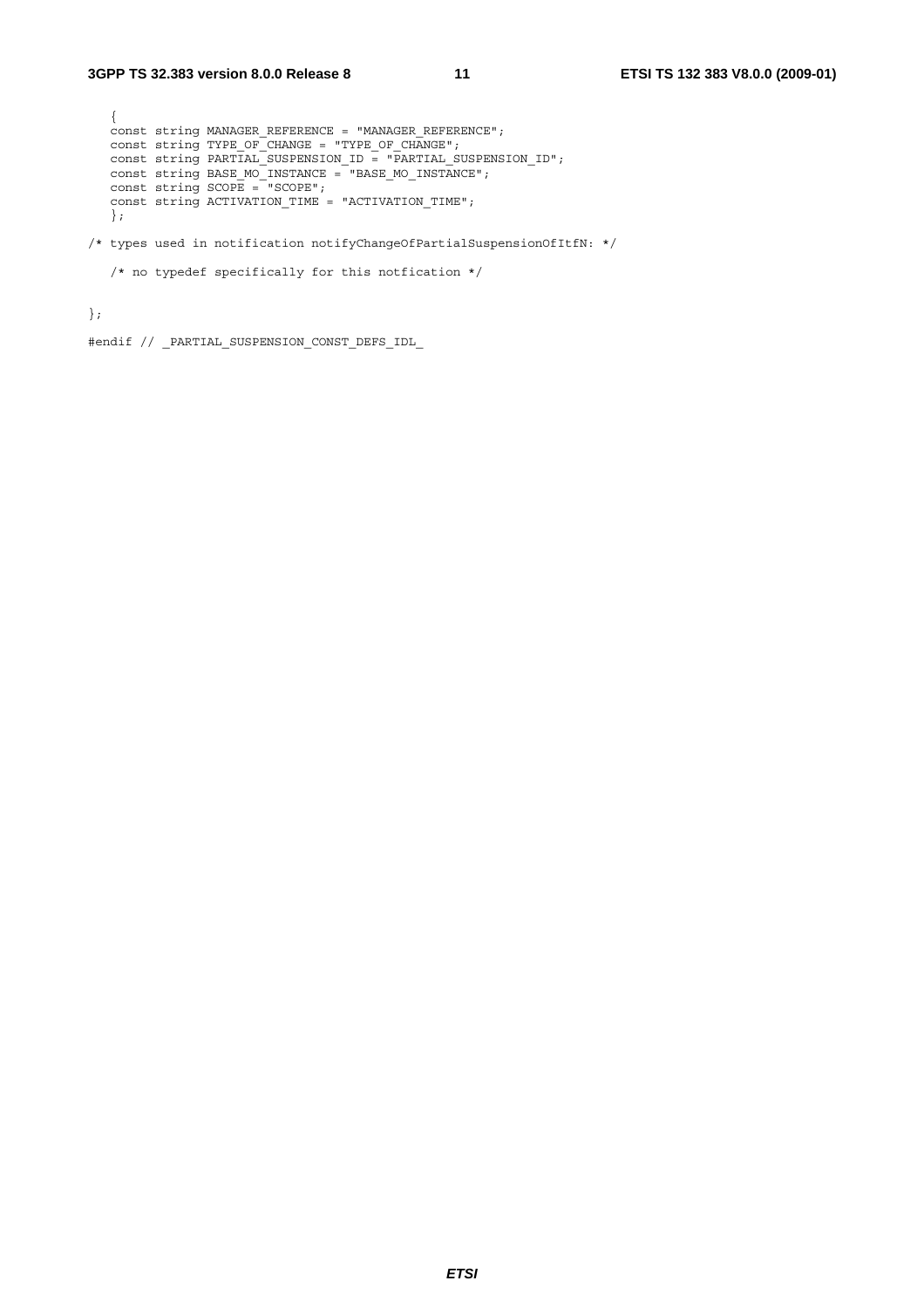```
   {
   const string MANAGER_REFERENCE = "MANAGER_REFERENCE";
   const string TYPE_OF_CHANGE = "TYPE_OF_CHANGE";
   const string PARTIAL_SUSPENSION_ID = "PARTIAL_SUSPENSION_ID";
   const string BASE_MO_INSTANCE = "BASE_MO_INSTANCE";
   const string SCOPE = "SCOPE";
   const string ACTIVATION_TIME = "ACTIVATION_TIME";
   };

/* types used in notification notifyChangeOfPartialSuspensionOfItfN: */

   /* no typedef specifically for this notfication */


};

#endif // _PARTIAL_SUSPENSION_CONST_DEFS_IDL_
```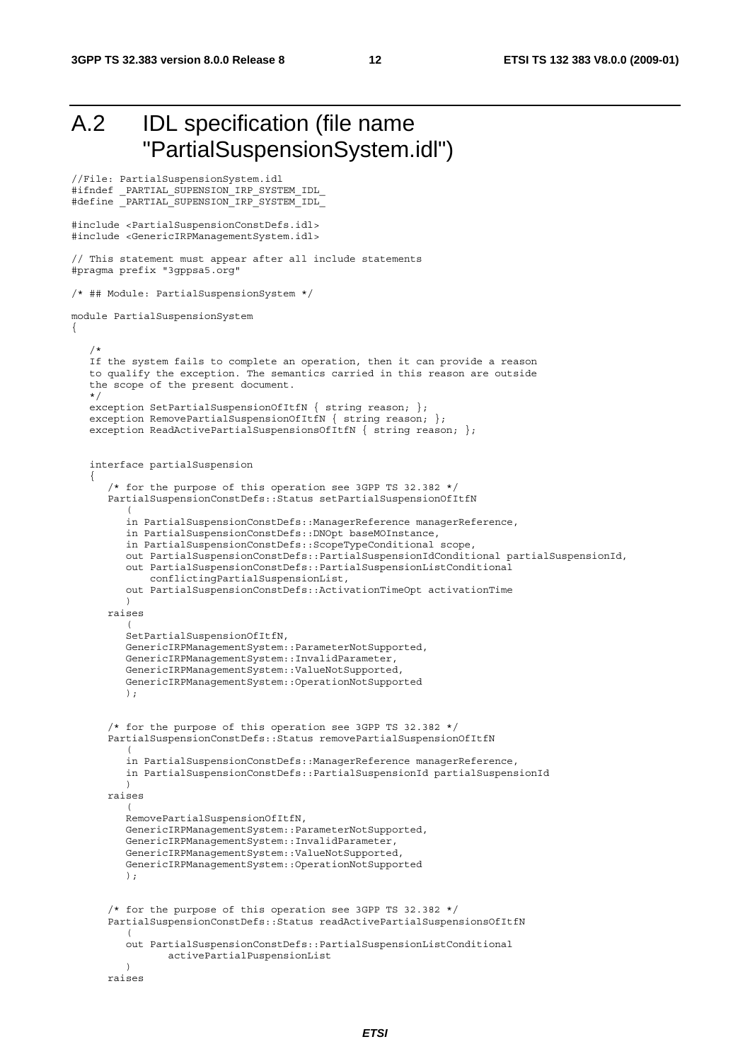# A.2 IDL specification (file name "PartialSuspensionSystem.idl")

```
//File: PartialSuspensionSystem.idl
#ifndef _PARTIAL_SUPENSION_IRP_SYSTEM_IDL_
#define _PARTIAL_SUPENSION_IRP_SYSTEM_IDL_

#include <PartialSuspensionConstDefs.idl>
#include <GenericIRPManagementSystem.idl>

// This statement must appear after all include statements
#pragma prefix "3gppsa5.org"

/* ## Module: PartialSuspensionSystem */

module PartialSuspensionSystem
{

   /*
   If the system fails to complete an operation, then it can provide a reason
   to qualify the exception. The semantics carried in this reason are outside
   the scope of the present document.
   */
   exception SetPartialSuspensionOfItfN { string reason; };
   exception RemovePartialSuspensionOfItfN { string reason; };
   exception ReadActivePartialSuspensionsOfItfN { string reason; };


   interface partialSuspension
   {
      /* for the purpose of this operation see 3GPP TS 32.382 */
      PartialSuspensionConstDefs::Status setPartialSuspensionOfItfN
         (
         in PartialSuspensionConstDefs::ManagerReference managerReference,
         in PartialSuspensionConstDefs::DNOpt baseMOInstance,
         in PartialSuspensionConstDefs::ScopeTypeConditional scope,
         out PartialSuspensionConstDefs::PartialSuspensionIdConditional partialSuspensionId,
         out PartialSuspensionConstDefs::PartialSuspensionListConditional
             conflictingPartialSuspensionList,
         out PartialSuspensionConstDefs::ActivationTimeOpt activationTime
         )
      raises
         (
         SetPartialSuspensionOfItfN,
         GenericIRPManagementSystem::ParameterNotSupported,
         GenericIRPManagementSystem::InvalidParameter,
         GenericIRPManagementSystem::ValueNotSupported,
         GenericIRPManagementSystem::OperationNotSupported
         );


      /* for the purpose of this operation see 3GPP TS 32.382 */
      PartialSuspensionConstDefs::Status removePartialSuspensionOfItfN
         (
         in PartialSuspensionConstDefs::ManagerReference managerReference,
         in PartialSuspensionConstDefs::PartialSuspensionId partialSuspensionId
         )
      raises
         (
         RemovePartialSuspensionOfItfN,
         GenericIRPManagementSystem::ParameterNotSupported,
         GenericIRPManagementSystem::InvalidParameter,
         GenericIRPManagementSystem::ValueNotSupported,
         GenericIRPManagementSystem::OperationNotSupported
         );


      /* for the purpose of this operation see 3GPP TS 32.382 */
      PartialSuspensionConstDefs::Status readActivePartialSuspensionsOfItfN
         (
         out PartialSuspensionConstDefs::PartialSuspensionListConditional
               activePartialPuspensionList
         )
      raises
```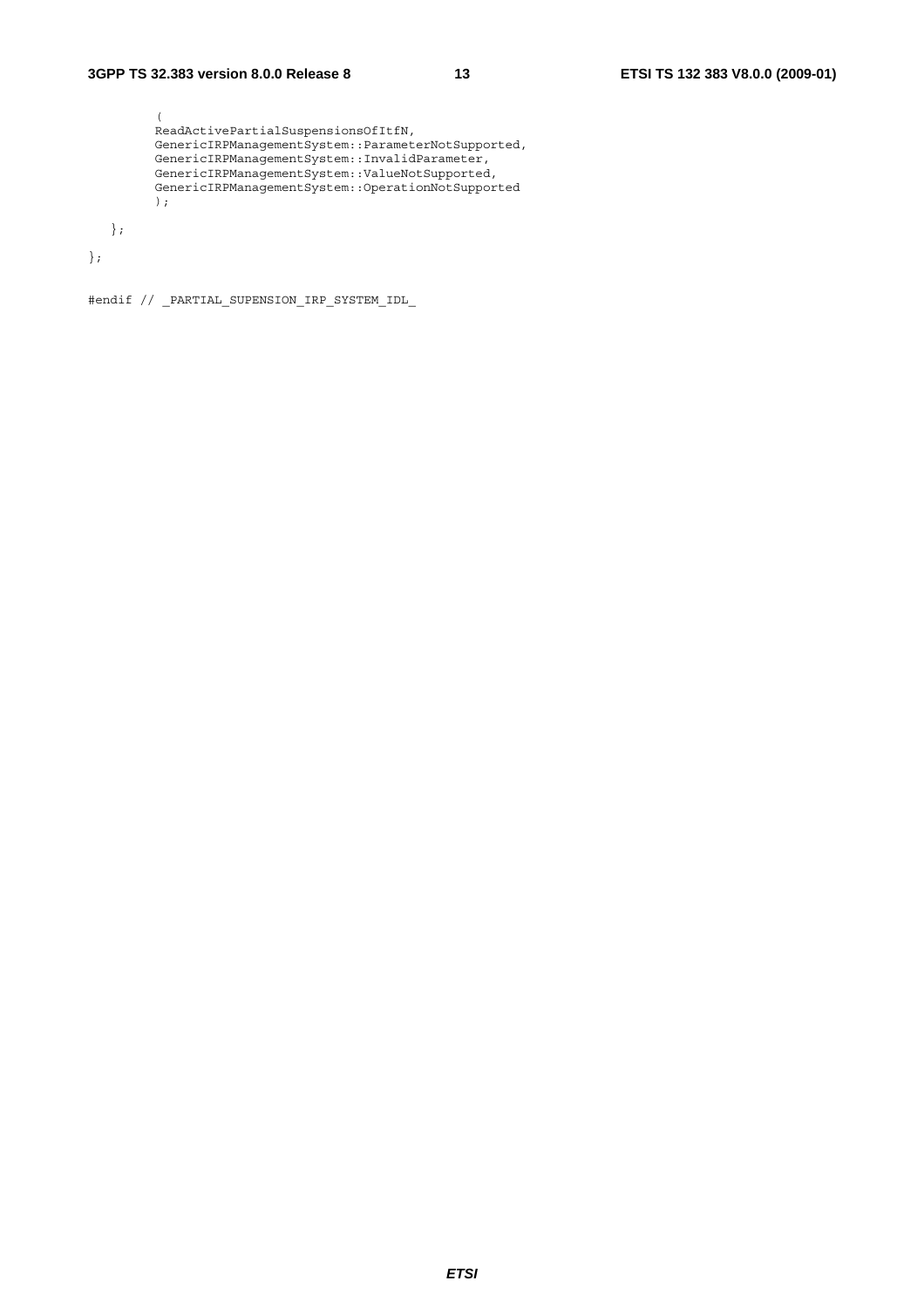```
         (
         ReadActivePartialSuspensionsOfItfN,
         GenericIRPManagementSystem::ParameterNotSupported,
         GenericIRPManagementSystem::InvalidParameter,
         GenericIRPManagementSystem::ValueNotSupported,
         GenericIRPManagementSystem::OperationNotSupported
         );

   };

};


#endif // _PARTIAL_SUPENSION_IRP_SYSTEM_IDL_
```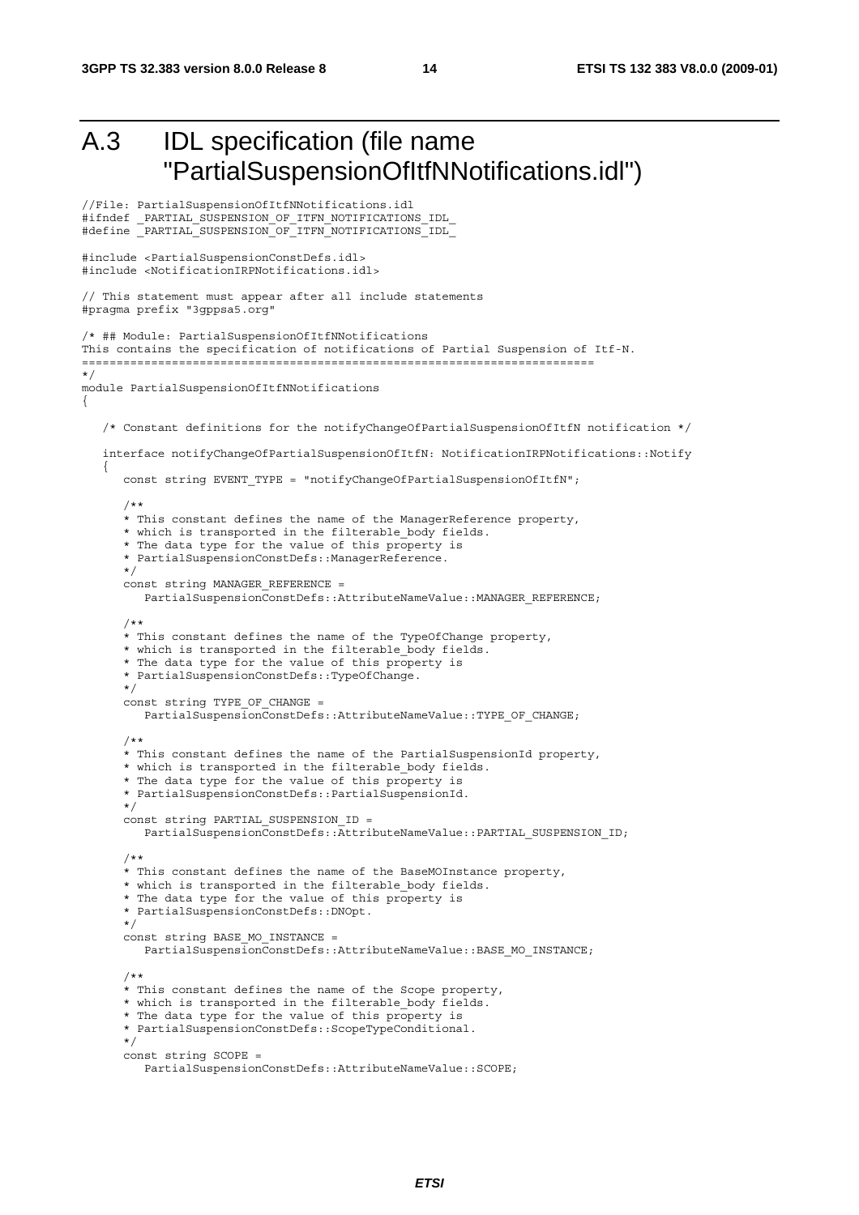# A.3 IDL specification (file name "PartialSuspensionOfItfNNotifications.idl")

```
//File: PartialSuspensionOfItfNNotifications.idl
#ifndef _PARTIAL_SUSPENSION_OF_ITFN_NOTIFICATIONS_IDL_
#define _PARTIAL_SUSPENSION_OF_ITFN_NOTIFICATIONS_IDL_

#include <PartialSuspensionConstDefs.idl>
#include <NotificationIRPNotifications.idl>

// This statement must appear after all include statements
#pragma prefix "3gppsa5.org"

/* ## Module: PartialSuspensionOfItfNNotifications
This contains the specification of notifications of Partial Suspension of Itf-N.
=======================================================================
*/
module PartialSuspensionOfItfNNotifications
{

   /* Constant definitions for the notifyChangeOfPartialSuspensionOfItfN notification */

   interface notifyChangeOfPartialSuspensionOfItfN: NotificationIRPNotifications::Notify
   {
      const string EVENT_TYPE = "notifyChangeOfPartialSuspensionOfItfN";

      /**
      * This constant defines the name of the ManagerReference property,
      * which is transported in the filterable_body fields.
      * The data type for the value of this property is
      * PartialSuspensionConstDefs::ManagerReference.
      */
      const string MANAGER_REFERENCE =
         PartialSuspensionConstDefs::AttributeNameValue::MANAGER_REFERENCE;

      /**
      * This constant defines the name of the TypeOfChange property,
      * which is transported in the filterable_body fields.
      * The data type for the value of this property is
      * PartialSuspensionConstDefs::TypeOfChange.
      */
      const string TYPE_OF_CHANGE =
         PartialSuspensionConstDefs::AttributeNameValue::TYPE_OF_CHANGE;

      /**
      * This constant defines the name of the PartialSuspensionId property,
      * which is transported in the filterable_body fields.
      * The data type for the value of this property is
      * PartialSuspensionConstDefs::PartialSuspensionId.
      */
      const string PARTIAL_SUSPENSION_ID =
         PartialSuspensionConstDefs::AttributeNameValue::PARTIAL_SUSPENSION_ID;

      /**
      * This constant defines the name of the BaseMOInstance property,
      * which is transported in the filterable_body fields.
      * The data type for the value of this property is
      * PartialSuspensionConstDefs::DNOpt.
      */
      const string BASE_MO_INSTANCE =
         PartialSuspensionConstDefs::AttributeNameValue::BASE_MO_INSTANCE;

      /**
      * This constant defines the name of the Scope property,
      * which is transported in the filterable_body fields.
      * The data type for the value of this property is
      * PartialSuspensionConstDefs::ScopeTypeConditional.
      */
      const string SCOPE =
         PartialSuspensionConstDefs::AttributeNameValue::SCOPE;
```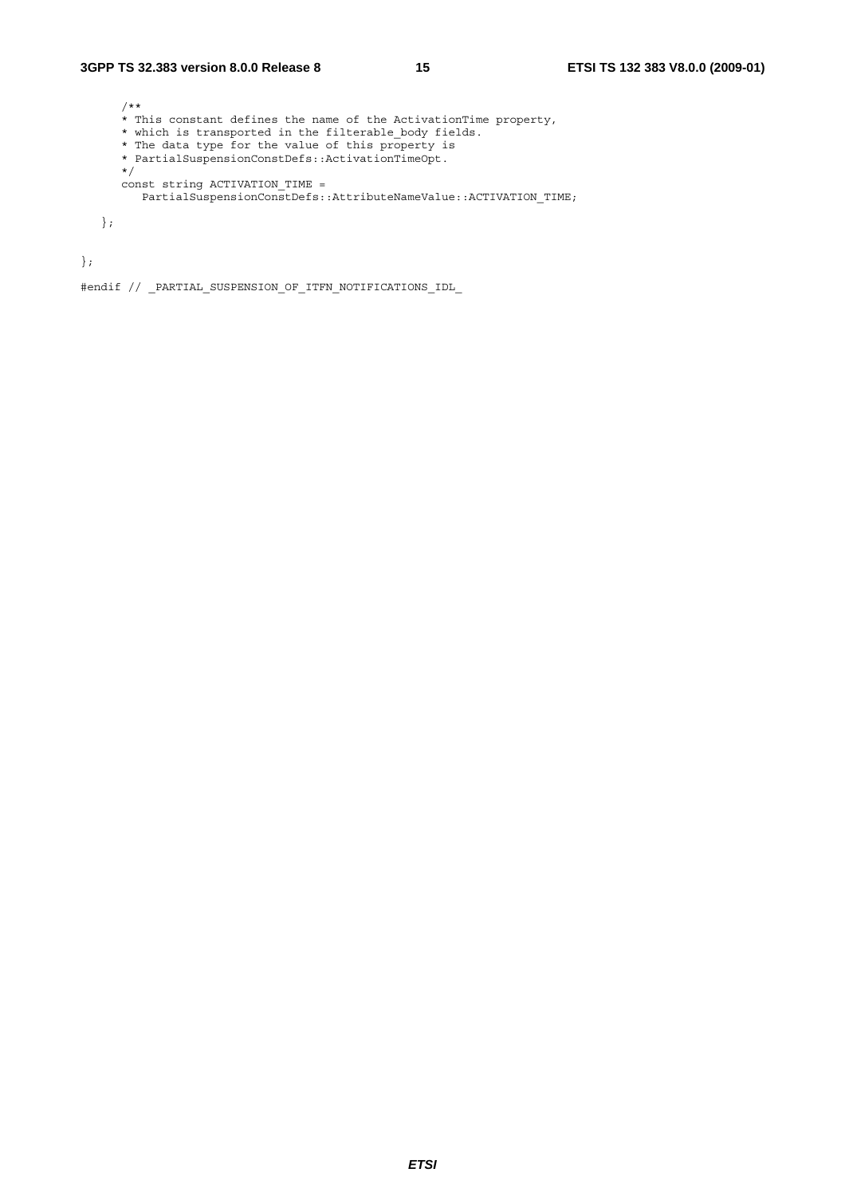```
      /**
      * This constant defines the name of the ActivationTime property,
      * which is transported in the filterable_body fields.
      * The data type for the value of this property is
      * PartialSuspensionConstDefs::ActivationTimeOpt.
      */
      const string ACTIVATION_TIME =
         PartialSuspensionConstDefs::AttributeNameValue::ACTIVATION_TIME;

   };

};

#endif // _PARTIAL_SUSPENSION_OF_ITFN_NOTIFICATIONS_IDL_
```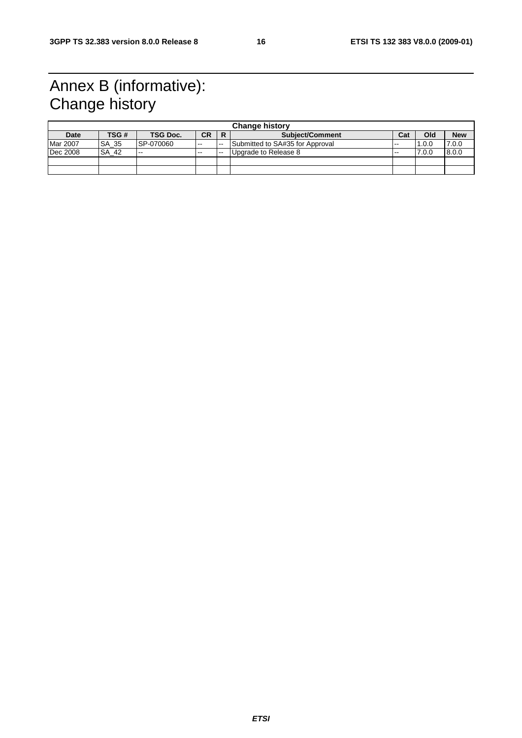# Annex B (informative): Change history

| Change history | | | | | | | | |
|---|---|---|---|---|---|---|---|---|
| **Date** | **TSG #** | **TSG Doc.** | **CR** | **R** | **Subject/Comment** | **Cat** | **Old** | **New** |
| Mar 2007 | SA_35 | SP-070060 | -- | -- | Submitted to SA#35 for Approval | -- | 1.0.0 | 7.0.0 |
| Dec 2008 | SA_42 | -- | -- | -- | Upgrade to Release 8 | -- | 7.0.0 | 8.0.0 |
| | | | | | | | | |
| | | | | | | | | |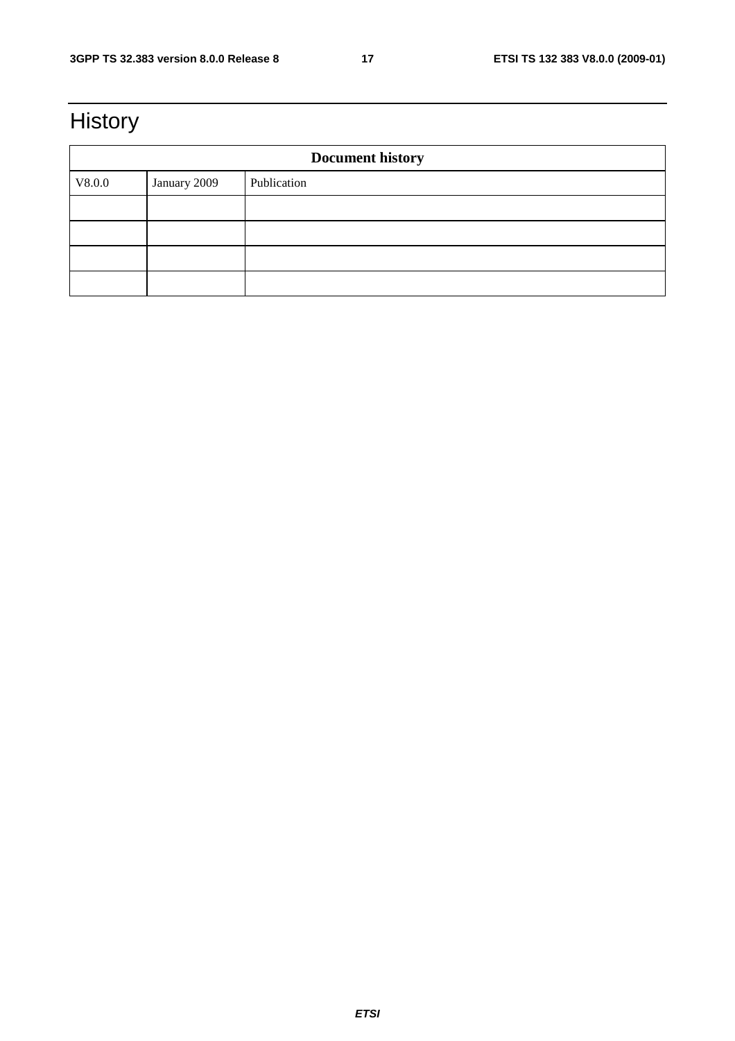# History

| Document history | | |
|---|---|---|
| V8.0.0 | January 2009 | Publication |
| | | |
| | | |
| | | |
| | | |